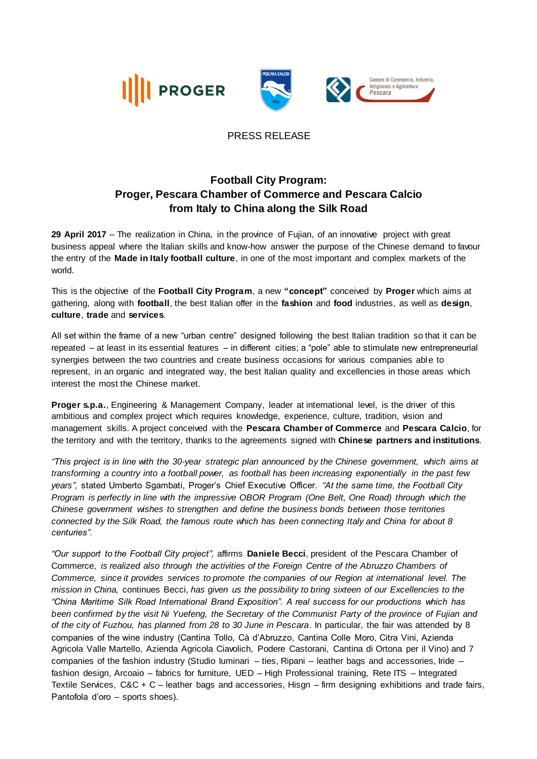PRESS RELEASE

# Football City Program:
# Proger, Pescara Chamber of Commerce and Pescara Calcio from Italy to China along the Silk Road

**29 April 2017** – The realization in China, in the province of Fujian, of an innovative project with great business appeal where the Italian skills and know-how answer the purpose of the Chinese demand to favour the entry of the **Made in Italy football culture**, in one of the most important and complex markets of the world.

This is the objective of the **Football City Program**, a new **"concept"** conceived by **Proger** which aims at gathering, along with **football**, the best Italian offer in the **fashion** and **food** industries, as well as **design**, **culture**, **trade** and **services**.

All set within the frame of a new "urban centre" designed following the best Italian tradition so that it can be repeated – at least in its essential features – in different cities; a "pole" able to stimulate new entrepreneurial synergies between the two countries and create business occasions for various companies able to represent, in an organic and integrated way, the best Italian quality and excellencies in those areas which interest the most the Chinese market.

**Proger s.p.a.**, Engineering & Management Company, leader at international level, is the driver of this ambitious and complex project which requires knowledge, experience, culture, tradition, vision and management skills. A project conceived with the **Pescara Chamber of Commerce** and **Pescara Calcio**, for the territory and with the territory, thanks to the agreements signed with **Chinese partners and institutions**.

*"This project is in line with the 30-year strategic plan announced by the Chinese government, which aims at transforming a country into a football power, as football has been increasing exponentially in the past few years"*, stated Umberto Sgambati, Proger's Chief Executive Officer. *"At the same time, the Football City Program is perfectly in line with the impressive OBOR Program (One Belt, One Road) through which the Chinese government wishes to strengthen and define the business bonds between those territories connected by the Silk Road, the famous route which has been connecting Italy and China for about 8 centuries".*

*"Our support to the Football City project"*, affirms **Daniele Becci**, president of the Pescara Chamber of Commerce, *is realized also through the activities of the Foreign Centre of the Abruzzo Chambers of Commerce, since it provides services to promote the companies of our Region at international level. The mission in China,* continues Becci, *has given us the possibility to bring sixteen of our Excellencies to the "China Maritime Silk Road International Brand Exposition". A real success for our productions which has been confirmed by the visit Ni Yuefeng, the Secretary of the Communist Party of the province of Fujian and of the city of Fuzhou, has planned from 28 to 30 June in Pescara*. In particular, the fair was attended by 8 companies of the wine industry (Cantina Tollo, Cà d'Abruzzo, Cantina Colle Moro, Citra Vini, Azienda Agricola Valle Martello, Azienda Agricola Ciavolich, Podere Castorani, Cantina di Ortona per il Vino) and 7 companies of the fashion industry (Studio luminari – ties, Ripani – leather bags and accessories, Iride – fashion design, Arcoaio – fabrics for furniture, UED – High Professional training, Rete ITS – Integrated Textile Services, C&C + C – leather bags and accessories, Hisgn – firm designing exhibitions and trade fairs, Pantofola d'oro – sports shoes).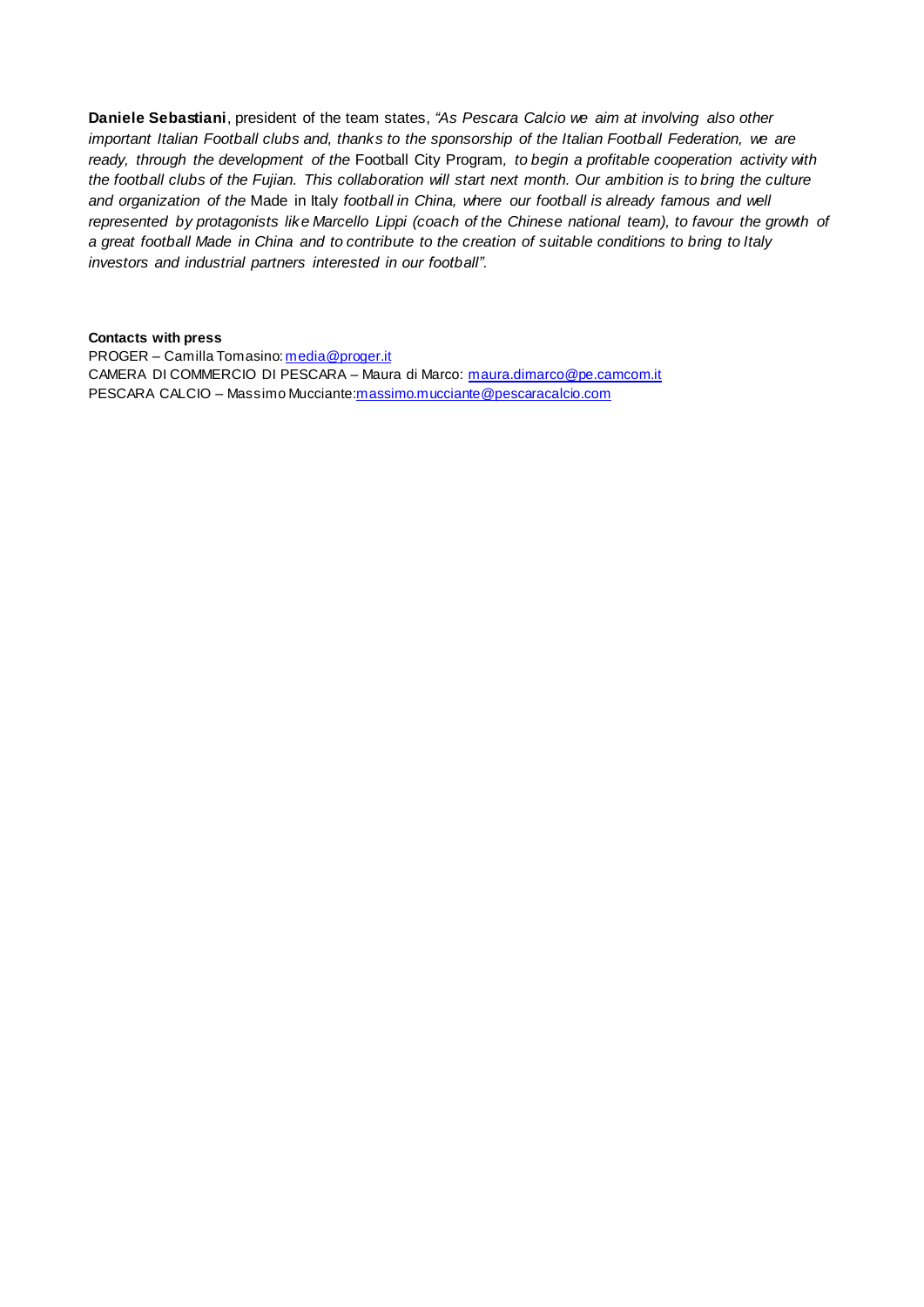**Daniele Sebastiani**, president of the team states, *"As Pescara Calcio we aim at involving also other important Italian Football clubs and, thanks to the sponsorship of the Italian Football Federation, we are ready, through the development of the* Football City Program*, to begin a profitable cooperation activity with the football clubs of the Fujian. This collaboration will start next month. Our ambition is to bring the culture and organization of the* Made in Italy *football in China, where our football is already famous and well represented by protagonists like Marcello Lippi (coach of the Chinese national team), to favour the growth of a great football Made in China and to contribute to the creation of suitable conditions to bring to Italy investors and industrial partners interested in our football".*

**Contacts with press**
PROGER – Camilla Tomasino: media@proger.it
CAMERA DI COMMERCIO DI PESCARA – Maura di Marco: maura.dimarco@pe.camcom.it
PESCARA CALCIO – Massimo Mucciante:massimo.mucciante@pescaracalcio.com